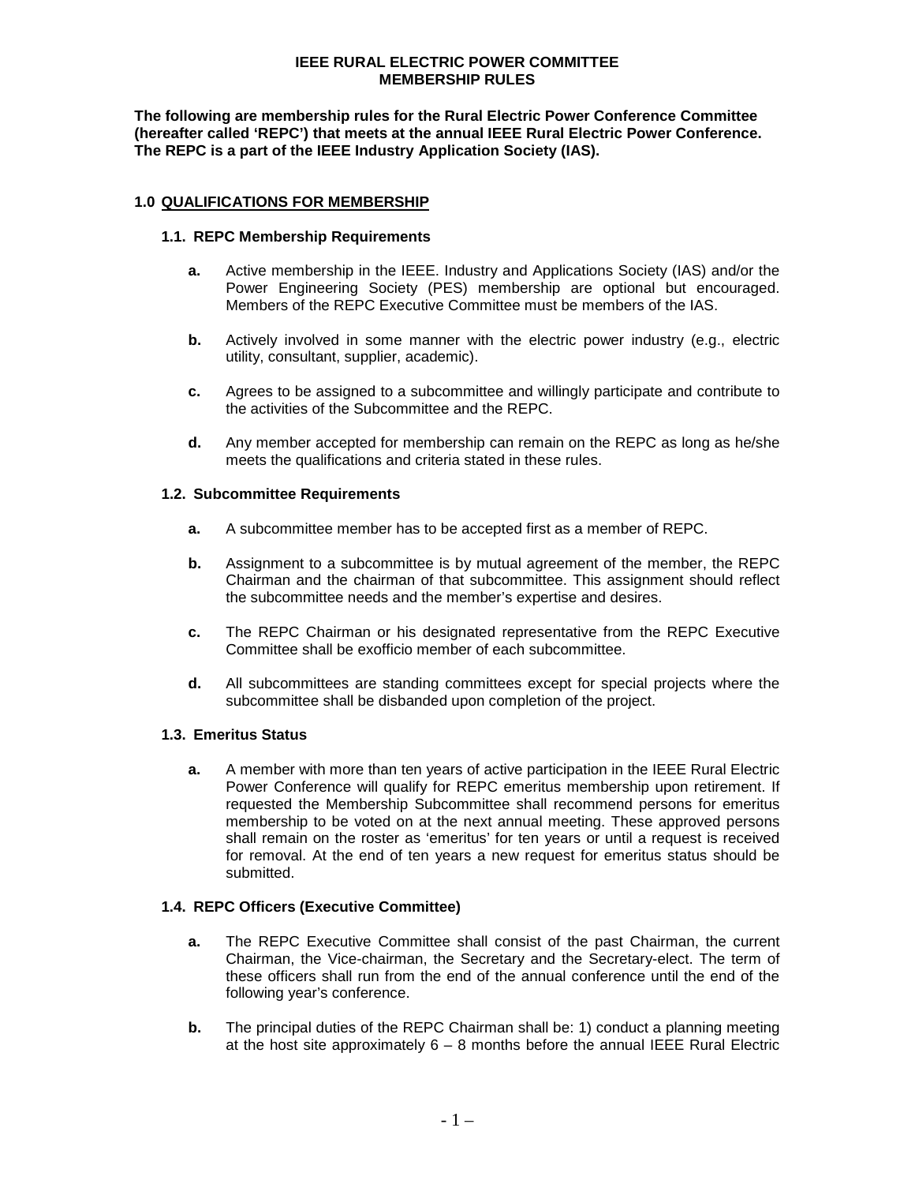# IEEE RURAL ELECTRIC POWER COMMITTEE
# MEMBERSHIP RULES

**The following are membership rules for the Rural Electric Power Conference Committee (hereafter called 'REPC') that meets at the annual IEEE Rural Electric Power Conference. The REPC is a part of the IEEE Industry Application Society (IAS).**

## 1.0 QUALIFICATIONS FOR MEMBERSHIP

### 1.1. REPC Membership Requirements

**a.** Active membership in the IEEE. Industry and Applications Society (IAS) and/or the Power Engineering Society (PES) membership are optional but encouraged. Members of the REPC Executive Committee must be members of the IAS.

**b.** Actively involved in some manner with the electric power industry (e.g., electric utility, consultant, supplier, academic).

**c.** Agrees to be assigned to a subcommittee and willingly participate and contribute to the activities of the Subcommittee and the REPC.

**d.** Any member accepted for membership can remain on the REPC as long as he/she meets the qualifications and criteria stated in these rules.

### 1.2. Subcommittee Requirements

**a.** A subcommittee member has to be accepted first as a member of REPC.

**b.** Assignment to a subcommittee is by mutual agreement of the member, the REPC Chairman and the chairman of that subcommittee. This assignment should reflect the subcommittee needs and the member's expertise and desires.

**c.** The REPC Chairman or his designated representative from the REPC Executive Committee shall be exofficio member of each subcommittee.

**d.** All subcommittees are standing committees except for special projects where the subcommittee shall be disbanded upon completion of the project.

### 1.3. Emeritus Status

**a.** A member with more than ten years of active participation in the IEEE Rural Electric Power Conference will qualify for REPC emeritus membership upon retirement. If requested the Membership Subcommittee shall recommend persons for emeritus membership to be voted on at the next annual meeting. These approved persons shall remain on the roster as 'emeritus' for ten years or until a request is received for removal. At the end of ten years a new request for emeritus status should be submitted.

### 1.4. REPC Officers (Executive Committee)

**a.** The REPC Executive Committee shall consist of the past Chairman, the current Chairman, the Vice-chairman, the Secretary and the Secretary-elect. The term of these officers shall run from the end of the annual conference until the end of the following year's conference.

**b.** The principal duties of the REPC Chairman shall be: 1) conduct a planning meeting at the host site approximately 6 – 8 months before the annual IEEE Rural Electric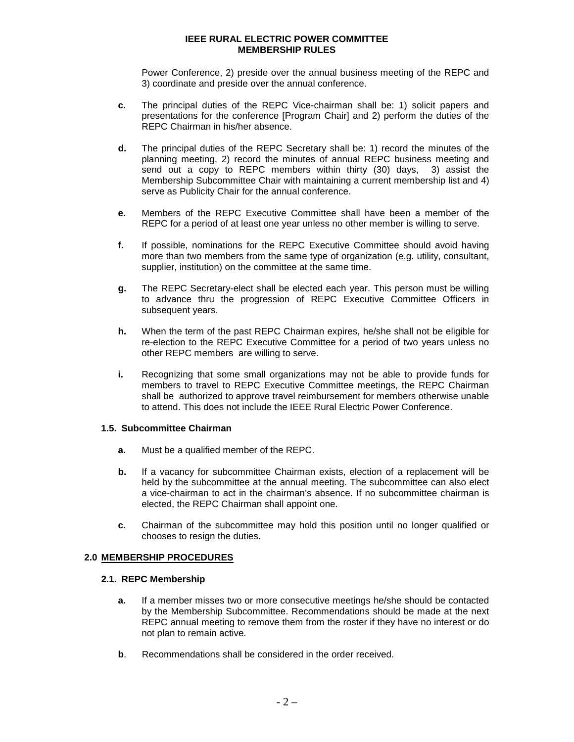Power Conference, 2) preside over the annual business meeting of the REPC and 3) coordinate and preside over the annual conference.

**c.** The principal duties of the REPC Vice-chairman shall be: 1) solicit papers and presentations for the conference [Program Chair] and 2) perform the duties of the REPC Chairman in his/her absence.

**d.** The principal duties of the REPC Secretary shall be: 1) record the minutes of the planning meeting, 2) record the minutes of annual REPC business meeting and send out a copy to REPC members within thirty (30) days, 3) assist the Membership Subcommittee Chair with maintaining a current membership list and 4) serve as Publicity Chair for the annual conference.

**e.** Members of the REPC Executive Committee shall have been a member of the REPC for a period of at least one year unless no other member is willing to serve.

**f.** If possible, nominations for the REPC Executive Committee should avoid having more than two members from the same type of organization (e.g. utility, consultant, supplier, institution) on the committee at the same time.

**g.** The REPC Secretary-elect shall be elected each year. This person must be willing to advance thru the progression of REPC Executive Committee Officers in subsequent years.

**h.** When the term of the past REPC Chairman expires, he/she shall not be eligible for re-election to the REPC Executive Committee for a period of two years unless no other REPC members are willing to serve.

**i.** Recognizing that some small organizations may not be able to provide funds for members to travel to REPC Executive Committee meetings, the REPC Chairman shall be authorized to approve travel reimbursement for members otherwise unable to attend. This does not include the IEEE Rural Electric Power Conference.

### 1.5. Subcommittee Chairman

**a.** Must be a qualified member of the REPC.

**b.** If a vacancy for subcommittee Chairman exists, election of a replacement will be held by the subcommittee at the annual meeting. The subcommittee can also elect a vice-chairman to act in the chairman's absence. If no subcommittee chairman is elected, the REPC Chairman shall appoint one.

**c.** Chairman of the subcommittee may hold this position until no longer qualified or chooses to resign the duties.

## 2.0 MEMBERSHIP PROCEDURES

### 2.1. REPC Membership

**a.** If a member misses two or more consecutive meetings he/she should be contacted by the Membership Subcommittee. Recommendations should be made at the next REPC annual meeting to remove them from the roster if they have no interest or do not plan to remain active.

**b**. Recommendations shall be considered in the order received.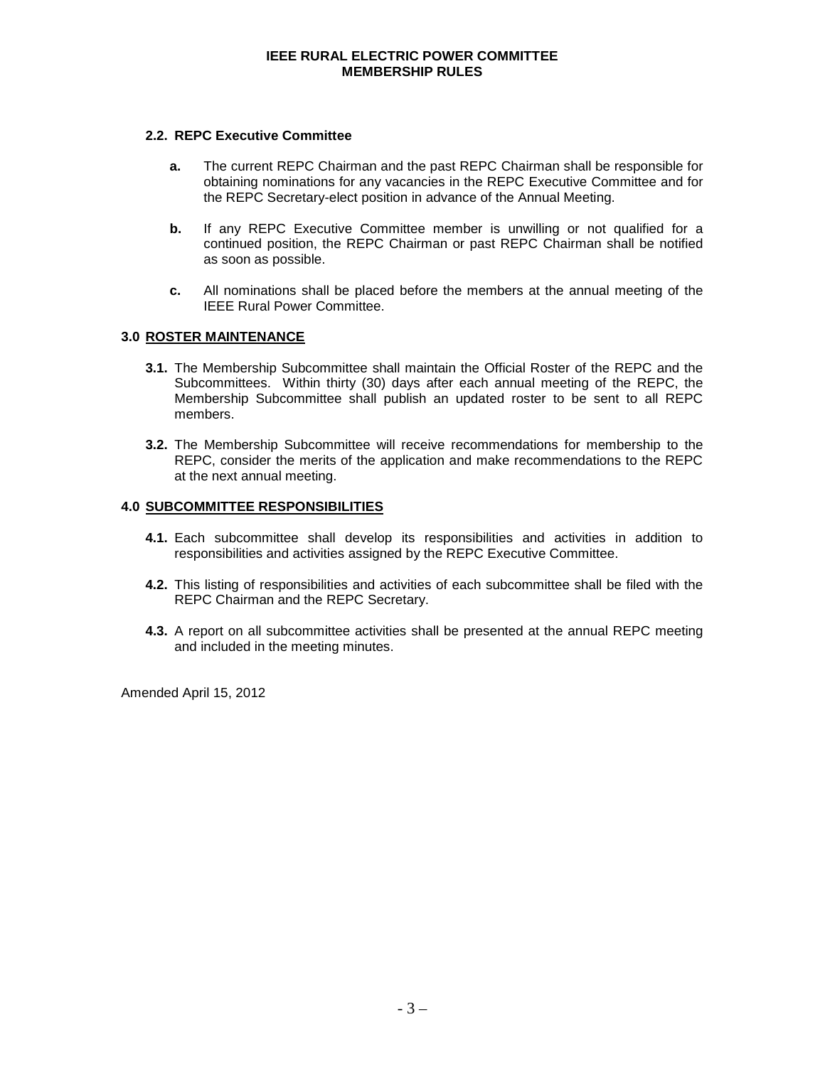### 2.2. REPC Executive Committee

**a.** The current REPC Chairman and the past REPC Chairman shall be responsible for obtaining nominations for any vacancies in the REPC Executive Committee and for the REPC Secretary-elect position in advance of the Annual Meeting.

**b.** If any REPC Executive Committee member is unwilling or not qualified for a continued position, the REPC Chairman or past REPC Chairman shall be notified as soon as possible.

**c.** All nominations shall be placed before the members at the annual meeting of the IEEE Rural Power Committee.

## 3.0 <u>ROSTER MAINTENANCE</u>

**3.1.** The Membership Subcommittee shall maintain the Official Roster of the REPC and the Subcommittees. Within thirty (30) days after each annual meeting of the REPC, the Membership Subcommittee shall publish an updated roster to be sent to all REPC members.

**3.2.** The Membership Subcommittee will receive recommendations for membership to the REPC, consider the merits of the application and make recommendations to the REPC at the next annual meeting.

## 4.0 <u>SUBCOMMITTEE RESPONSIBILITIES</u>

**4.1.** Each subcommittee shall develop its responsibilities and activities in addition to responsibilities and activities assigned by the REPC Executive Committee.

**4.2.** This listing of responsibilities and activities of each subcommittee shall be filed with the REPC Chairman and the REPC Secretary.

**4.3.** A report on all subcommittee activities shall be presented at the annual REPC meeting and included in the meeting minutes.

Amended April 15, 2012